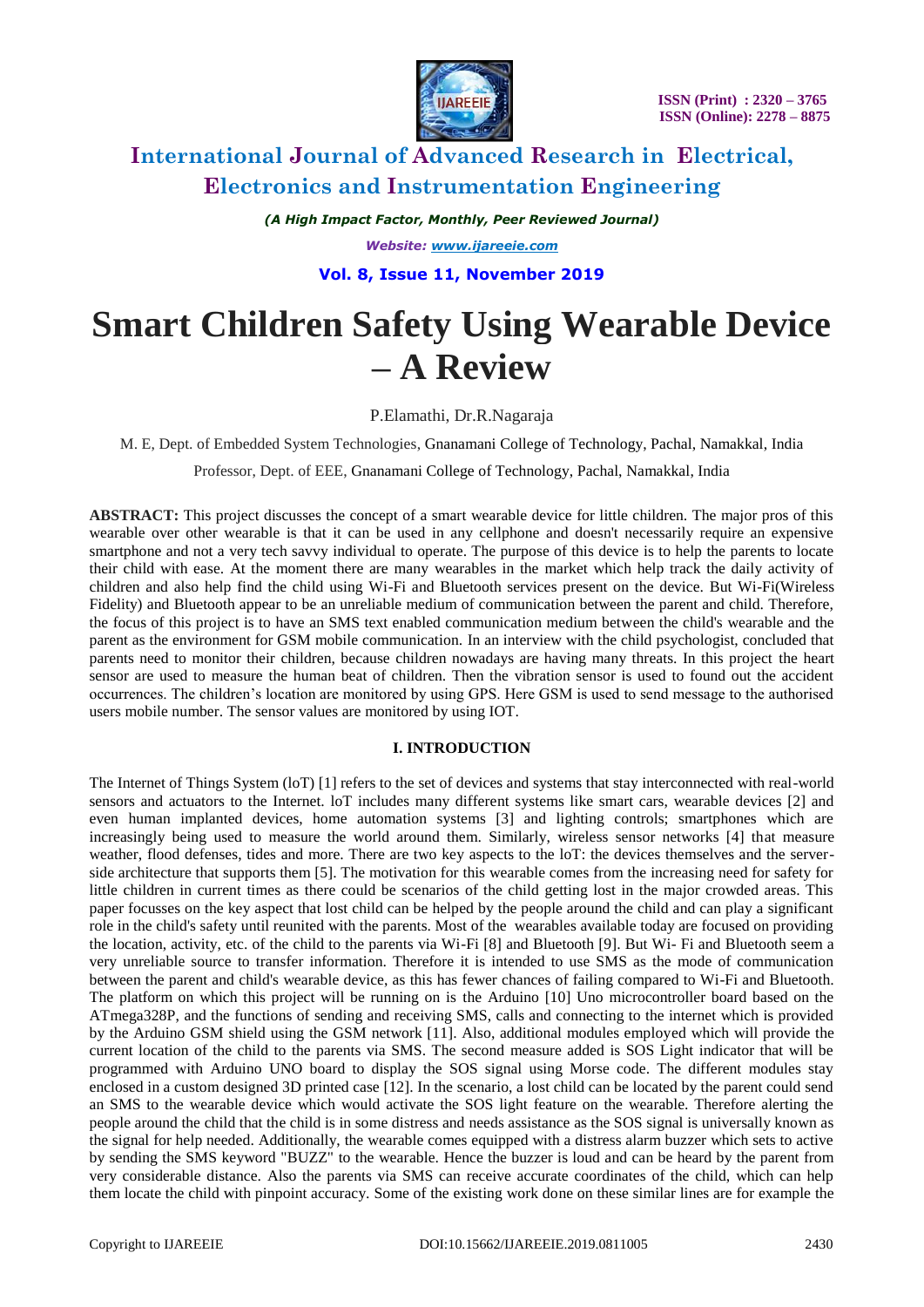# Smart Children Safety Using Wearable Device – A Review

P.Elamathi, Dr.R.Nagaraja

M. E, Dept. of Embedded System Technologies, Gnanamani College of Technology, Pachal, Namakkal, India

Professor, Dept. of EEE, Gnanamani College of Technology, Pachal, Namakkal, India

**ABSTRACT:** This project discusses the concept of a smart wearable device for little children. The major pros of this wearable over other wearable is that it can be used in any cellphone and doesn't necessarily require an expensive smartphone and not a very tech savvy individual to operate. The purpose of this device is to help the parents to locate their child with ease. At the moment there are many wearables in the market which help track the daily activity of children and also help find the child using Wi-Fi and Bluetooth services present on the device. But Wi-Fi(Wireless Fidelity) and Bluetooth appear to be an unreliable medium of communication between the parent and child. Therefore, the focus of this project is to have an SMS text enabled communication medium between the child's wearable and the parent as the environment for GSM mobile communication. In an interview with the child psychologist, concluded that parents need to monitor their children, because children nowadays are having many threats. In this project the heart sensor are used to measure the human beat of children. Then the vibration sensor is used to found out the accident occurrences. The children's location are monitored by using GPS. Here GSM is used to send message to the authorised users mobile number. The sensor values are monitored by using IOT.

## I. INTRODUCTION

The Internet of Things System (loT) [1] refers to the set of devices and systems that stay interconnected with real-world sensors and actuators to the Internet. loT includes many different systems like smart cars, wearable devices [2] and even human implanted devices, home automation systems [3] and lighting controls; smartphones which are increasingly being used to measure the world around them. Similarly, wireless sensor networks [4] that measure weather, flood defenses, tides and more. There are two key aspects to the loT: the devices themselves and the server-side architecture that supports them [5]. The motivation for this wearable comes from the increasing need for safety for little children in current times as there could be scenarios of the child getting lost in the major crowded areas. This paper focusses on the key aspect that lost child can be helped by the people around the child and can play a significant role in the child's safety until reunited with the parents. Most of the wearables available today are focused on providing the location, activity, etc. of the child to the parents via Wi-Fi [8] and Bluetooth [9]. But Wi- Fi and Bluetooth seem a very unreliable source to transfer information. Therefore it is intended to use SMS as the mode of communication between the parent and child's wearable device, as this has fewer chances of failing compared to Wi-Fi and Bluetooth. The platform on which this project will be running on is the Arduino [10] Uno microcontroller board based on the ATmega328P, and the functions of sending and receiving SMS, calls and connecting to the internet which is provided by the Arduino GSM shield using the GSM network [11]. Also, additional modules employed which will provide the current location of the child to the parents via SMS. The second measure added is SOS Light indicator that will be programmed with Arduino UNO board to display the SOS signal using Morse code. The different modules stay enclosed in a custom designed 3D printed case [12]. In the scenario, a lost child can be located by the parent could send an SMS to the wearable device which would activate the SOS light feature on the wearable. Therefore alerting the people around the child that the child is in some distress and needs assistance as the SOS signal is universally known as the signal for help needed. Additionally, the wearable comes equipped with a distress alarm buzzer which sets to active by sending the SMS keyword "BUZZ" to the wearable. Hence the buzzer is loud and can be heard by the parent from very considerable distance. Also the parents via SMS can receive accurate coordinates of the child, which can help them locate the child with pinpoint accuracy. Some of the existing work done on these similar lines are for example the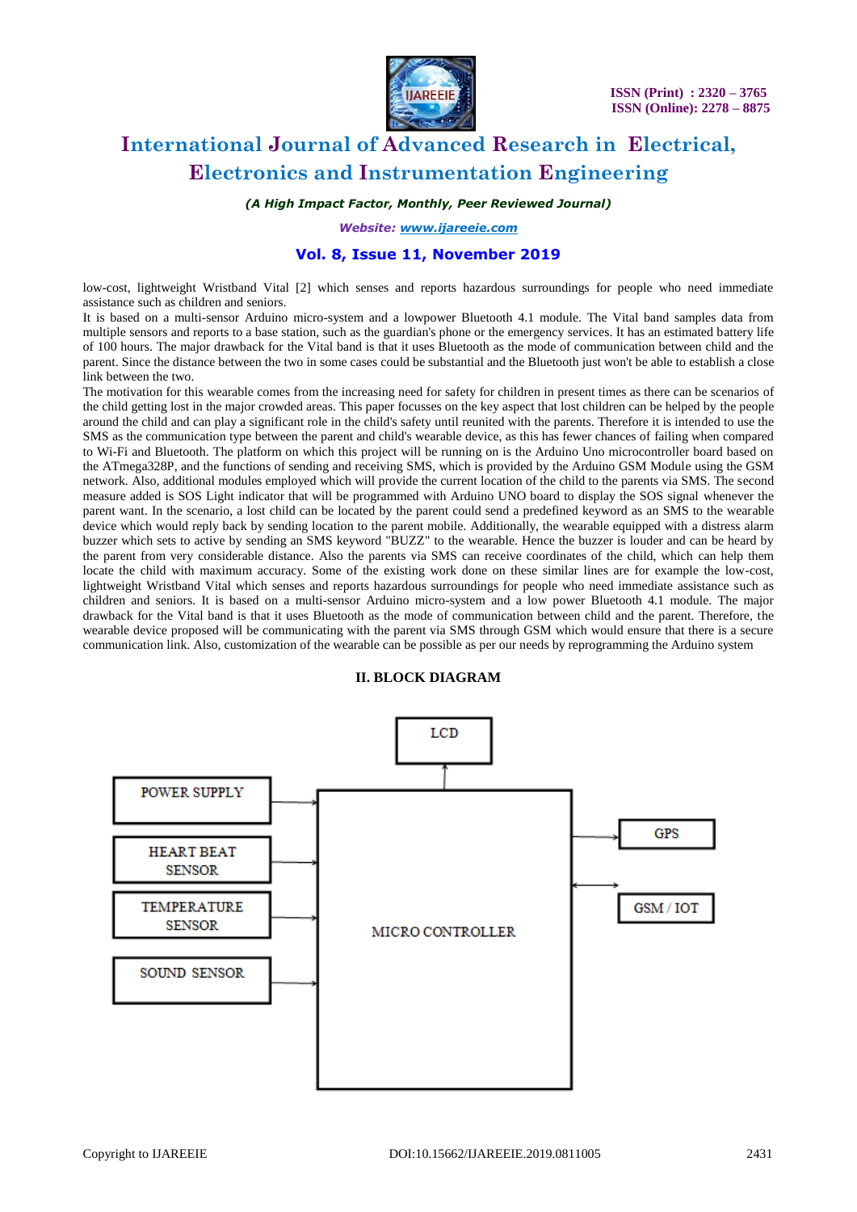low-cost, lightweight Wristband Vital [2] which senses and reports hazardous surroundings for people who need immediate assistance such as children and seniors.

It is based on a multi-sensor Arduino micro-system and a lowpower Bluetooth 4.1 module. The Vital band samples data from multiple sensors and reports to a base station, such as the guardian's phone or the emergency services. It has an estimated battery life of 100 hours. The major drawback for the Vital band is that it uses Bluetooth as the mode of communication between child and the parent. Since the distance between the two in some cases could be substantial and the Bluetooth just won't be able to establish a close link between the two.

The motivation for this wearable comes from the increasing need for safety for children in present times as there can be scenarios of the child getting lost in the major crowded areas. This paper focusses on the key aspect that lost children can be helped by the people around the child and can play a significant role in the child's safety until reunited with the parents. Therefore it is intended to use the SMS as the communication type between the parent and child's wearable device, as this has fewer chances of failing when compared to Wi-Fi and Bluetooth. The platform on which this project will be running on is the Arduino Uno microcontroller board based on the ATmega328P, and the functions of sending and receiving SMS, which is provided by the Arduino GSM Module using the GSM network. Also, additional modules employed which will provide the current location of the child to the parents via SMS. The second measure added is SOS Light indicator that will be programmed with Arduino UNO board to display the SOS signal whenever the parent want. In the scenario, a lost child can be located by the parent could send a predefined keyword as an SMS to the wearable device which would reply back by sending location to the parent mobile. Additionally, the wearable equipped with a distress alarm buzzer which sets to active by sending an SMS keyword "BUZZ" to the wearable. Hence the buzzer is louder and can be heard by the parent from very considerable distance. Also the parents via SMS can receive coordinates of the child, which can help them locate the child with maximum accuracy. Some of the existing work done on these similar lines are for example the low-cost, lightweight Wristband Vital which senses and reports hazardous surroundings for people who need immediate assistance such as children and seniors. It is based on a multi-sensor Arduino micro-system and a low power Bluetooth 4.1 module. The major drawback for the Vital band is that it uses Bluetooth as the mode of communication between child and the parent. Therefore, the wearable device proposed will be communicating with the parent via SMS through GSM which would ensure that there is a secure communication link. Also, customization of the wearable can be possible as per our needs by reprogramming the Arduino system

## II. BLOCK DIAGRAM

LCD

POWER SUPPLY

HEART BEAT SENSOR

TEMPERATURE SENSOR

SOUND SENSOR

MICRO CONTROLLER

GPS

GSM / IOT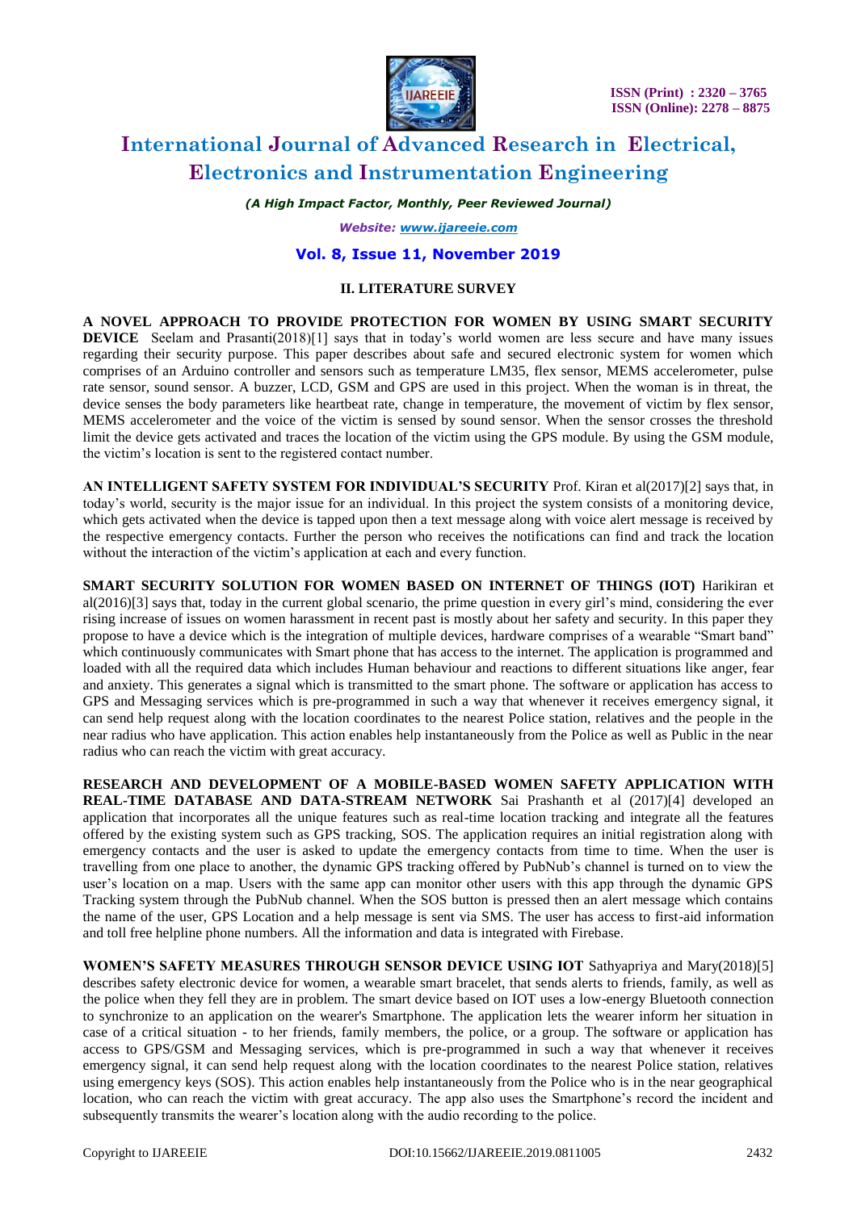## II. LITERATURE SURVEY

**A NOVEL APPROACH TO PROVIDE PROTECTION FOR WOMEN BY USING SMART SECURITY DEVICE** Seelam and Prasanti(2018)[1] says that in today's world women are less secure and have many issues regarding their security purpose. This paper describes about safe and secured electronic system for women which comprises of an Arduino controller and sensors such as temperature LM35, flex sensor, MEMS accelerometer, pulse rate sensor, sound sensor. A buzzer, LCD, GSM and GPS are used in this project. When the woman is in threat, the device senses the body parameters like heartbeat rate, change in temperature, the movement of victim by flex sensor, MEMS accelerometer and the voice of the victim is sensed by sound sensor. When the sensor crosses the threshold limit the device gets activated and traces the location of the victim using the GPS module. By using the GSM module, the victim's location is sent to the registered contact number.

**AN INTELLIGENT SAFETY SYSTEM FOR INDIVIDUAL'S SECURITY** Prof. Kiran et al(2017)[2] says that, in today's world, security is the major issue for an individual. In this project the system consists of a monitoring device, which gets activated when the device is tapped upon then a text message along with voice alert message is received by the respective emergency contacts. Further the person who receives the notifications can find and track the location without the interaction of the victim's application at each and every function.

**SMART SECURITY SOLUTION FOR WOMEN BASED ON INTERNET OF THINGS (IOT)** Harikiran et al(2016)[3] says that, today in the current global scenario, the prime question in every girl's mind, considering the ever rising increase of issues on women harassment in recent past is mostly about her safety and security. In this paper they propose to have a device which is the integration of multiple devices, hardware comprises of a wearable "Smart band" which continuously communicates with Smart phone that has access to the internet. The application is programmed and loaded with all the required data which includes Human behaviour and reactions to different situations like anger, fear and anxiety. This generates a signal which is transmitted to the smart phone. The software or application has access to GPS and Messaging services which is pre-programmed in such a way that whenever it receives emergency signal, it can send help request along with the location coordinates to the nearest Police station, relatives and the people in the near radius who have application. This action enables help instantaneously from the Police as well as Public in the near radius who can reach the victim with great accuracy.

**RESEARCH AND DEVELOPMENT OF A MOBILE-BASED WOMEN SAFETY APPLICATION WITH REAL-TIME DATABASE AND DATA-STREAM NETWORK** Sai Prashanth et al (2017)[4] developed an application that incorporates all the unique features such as real-time location tracking and integrate all the features offered by the existing system such as GPS tracking, SOS. The application requires an initial registration along with emergency contacts and the user is asked to update the emergency contacts from time to time. When the user is travelling from one place to another, the dynamic GPS tracking offered by PubNub's channel is turned on to view the user's location on a map. Users with the same app can monitor other users with this app through the dynamic GPS Tracking system through the PubNub channel. When the SOS button is pressed then an alert message which contains the name of the user, GPS Location and a help message is sent via SMS. The user has access to first-aid information and toll free helpline phone numbers. All the information and data is integrated with Firebase.

**WOMEN'S SAFETY MEASURES THROUGH SENSOR DEVICE USING IOT** Sathyapriya and Mary(2018)[5] describes safety electronic device for women, a wearable smart bracelet, that sends alerts to friends, family, as well as the police when they fell they are in problem. The smart device based on IOT uses a low-energy Bluetooth connection to synchronize to an application on the wearer's Smartphone. The application lets the wearer inform her situation in case of a critical situation - to her friends, family members, the police, or a group. The software or application has access to GPS/GSM and Messaging services, which is pre-programmed in such a way that whenever it receives emergency signal, it can send help request along with the location coordinates to the nearest Police station, relatives using emergency keys (SOS). This action enables help instantaneously from the Police who is in the near geographical location, who can reach the victim with great accuracy. The app also uses the Smartphone's record the incident and subsequently transmits the wearer's location along with the audio recording to the police.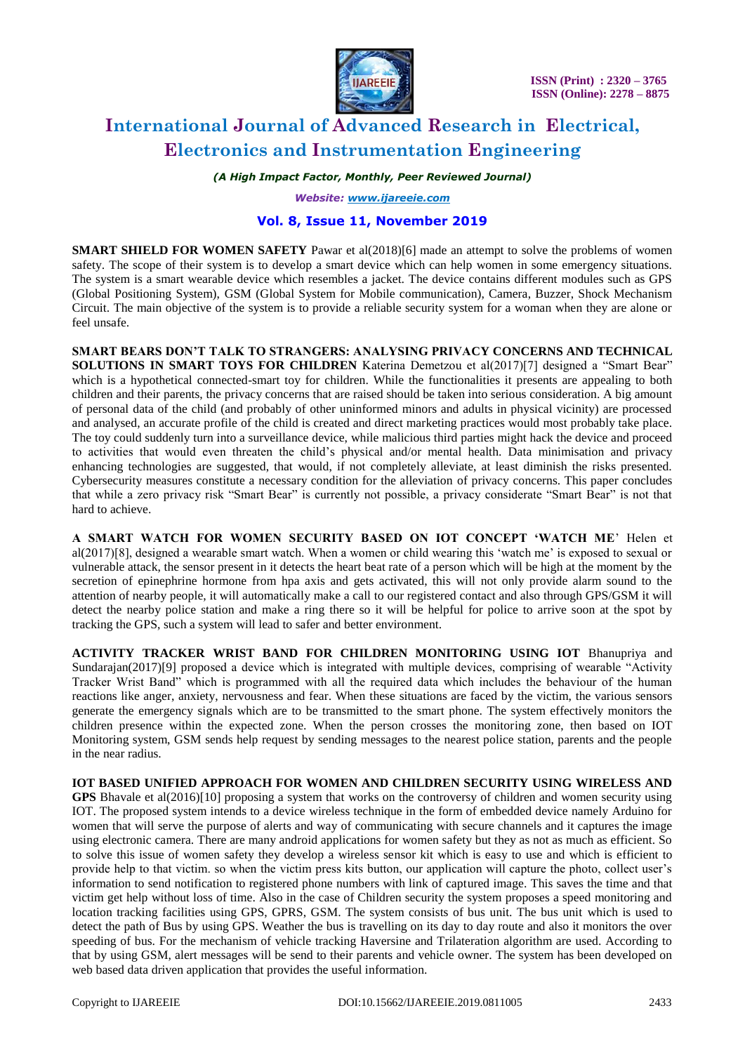**SMART SHIELD FOR WOMEN SAFETY** Pawar et al(2018)[6] made an attempt to solve the problems of women safety. The scope of their system is to develop a smart device which can help women in some emergency situations. The system is a smart wearable device which resembles a jacket. The device contains different modules such as GPS (Global Positioning System), GSM (Global System for Mobile communication), Camera, Buzzer, Shock Mechanism Circuit. The main objective of the system is to provide a reliable security system for a woman when they are alone or feel unsafe.

**SMART BEARS DON'T TALK TO STRANGERS: ANALYSING PRIVACY CONCERNS AND TECHNICAL SOLUTIONS IN SMART TOYS FOR CHILDREN** Katerina Demetzou et al(2017)[7] designed a "Smart Bear" which is a hypothetical connected-smart toy for children. While the functionalities it presents are appealing to both children and their parents, the privacy concerns that are raised should be taken into serious consideration. A big amount of personal data of the child (and probably of other uninformed minors and adults in physical vicinity) are processed and analysed, an accurate profile of the child is created and direct marketing practices would most probably take place. The toy could suddenly turn into a surveillance device, while malicious third parties might hack the device and proceed to activities that would even threaten the child's physical and/or mental health. Data minimisation and privacy enhancing technologies are suggested, that would, if not completely alleviate, at least diminish the risks presented. Cybersecurity measures constitute a necessary condition for the alleviation of privacy concerns. This paper concludes that while a zero privacy risk "Smart Bear" is currently not possible, a privacy considerate "Smart Bear" is not that hard to achieve.

**A SMART WATCH FOR WOMEN SECURITY BASED ON IOT CONCEPT 'WATCH ME'** Helen et al(2017)[8], designed a wearable smart watch. When a women or child wearing this 'watch me' is exposed to sexual or vulnerable attack, the sensor present in it detects the heart beat rate of a person which will be high at the moment by the secretion of epinephrine hormone from hpa axis and gets activated, this will not only provide alarm sound to the attention of nearby people, it will automatically make a call to our registered contact and also through GPS/GSM it will detect the nearby police station and make a ring there so it will be helpful for police to arrive soon at the spot by tracking the GPS, such a system will lead to safer and better environment.

**ACTIVITY TRACKER WRIST BAND FOR CHILDREN MONITORING USING IOT** Bhanupriya and Sundarajan(2017)[9] proposed a device which is integrated with multiple devices, comprising of wearable "Activity Tracker Wrist Band" which is programmed with all the required data which includes the behaviour of the human reactions like anger, anxiety, nervousness and fear. When these situations are faced by the victim, the various sensors generate the emergency signals which are to be transmitted to the smart phone. The system effectively monitors the children presence within the expected zone. When the person crosses the monitoring zone, then based on IOT Monitoring system, GSM sends help request by sending messages to the nearest police station, parents and the people in the near radius.

**IOT BASED UNIFIED APPROACH FOR WOMEN AND CHILDREN SECURITY USING WIRELESS AND GPS** Bhavale et al(2016)[10] proposing a system that works on the controversy of children and women security using IOT. The proposed system intends to a device wireless technique in the form of embedded device namely Arduino for women that will serve the purpose of alerts and way of communicating with secure channels and it captures the image using electronic camera. There are many android applications for women safety but they as not as much as efficient. So to solve this issue of women safety they develop a wireless sensor kit which is easy to use and which is efficient to provide help to that victim. so when the victim press kits button, our application will capture the photo, collect user's information to send notification to registered phone numbers with link of captured image. This saves the time and that victim get help without loss of time. Also in the case of Children security the system proposes a speed monitoring and location tracking facilities using GPS, GPRS, GSM. The system consists of bus unit. The bus unit which is used to detect the path of Bus by using GPS. Weather the bus is travelling on its day to day route and also it monitors the over speeding of bus. For the mechanism of vehicle tracking Haversine and Trilateration algorithm are used. According to that by using GSM, alert messages will be send to their parents and vehicle owner. The system has been developed on web based data driven application that provides the useful information.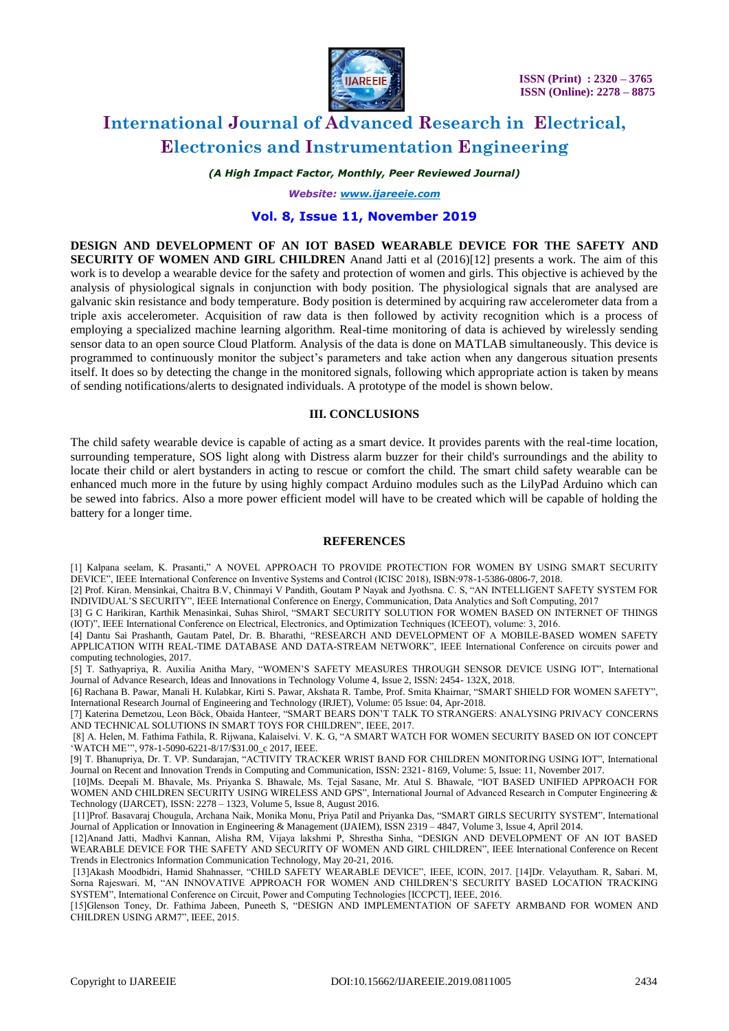**DESIGN AND DEVELOPMENT OF AN IOT BASED WEARABLE DEVICE FOR THE SAFETY AND SECURITY OF WOMEN AND GIRL CHILDREN** Anand Jatti et al (2016)[12] presents a work. The aim of this work is to develop a wearable device for the safety and protection of women and girls. This objective is achieved by the analysis of physiological signals in conjunction with body position. The physiological signals that are analysed are galvanic skin resistance and body temperature. Body position is determined by acquiring raw accelerometer data from a triple axis accelerometer. Acquisition of raw data is then followed by activity recognition which is a process of employing a specialized machine learning algorithm. Real-time monitoring of data is achieved by wirelessly sending sensor data to an open source Cloud Platform. Analysis of the data is done on MATLAB simultaneously. This device is programmed to continuously monitor the subject's parameters and take action when any dangerous situation presents itself. It does so by detecting the change in the monitored signals, following which appropriate action is taken by means of sending notifications/alerts to designated individuals. A prototype of the model is shown below.

## III. CONCLUSIONS

The child safety wearable device is capable of acting as a smart device. It provides parents with the real-time location, surrounding temperature, SOS light along with Distress alarm buzzer for their child's surroundings and the ability to locate their child or alert bystanders in acting to rescue or comfort the child. The smart child safety wearable can be enhanced much more in the future by using highly compact Arduino modules such as the LilyPad Arduino which can be sewed into fabrics. Also a more power efficient model will have to be created which will be capable of holding the battery for a longer time.

## REFERENCES

[1] Kalpana seelam, K. Prasanti," A NOVEL APPROACH TO PROVIDE PROTECTION FOR WOMEN BY USING SMART SECURITY DEVICE", IEEE International Conference on Inventive Systems and Control (ICISC 2018), ISBN:978-1-5386-0806-7, 2018.

[2] Prof. Kiran. Mensinkai, Chaitra B.V, Chinmayi V Pandith, Goutam P Nayak and Jyothsna. C. S, "AN INTELLIGENT SAFETY SYSTEM FOR INDIVIDUAL'S SECURITY", IEEE International Conference on Energy, Communication, Data Analytics and Soft Computing, 2017

[3] G C Harikiran, Karthik Menasinkai, Suhas Shirol, "SMART SECURITY SOLUTION FOR WOMEN BASED ON INTERNET OF THINGS (IOT)", IEEE International Conference on Electrical, Electronics, and Optimization Techniques (ICEEOT), volume: 3, 2016.

[4] Dantu Sai Prashanth, Gautam Patel, Dr. B. Bharathi, "RESEARCH AND DEVELOPMENT OF A MOBILE-BASED WOMEN SAFETY APPLICATION WITH REAL-TIME DATABASE AND DATA-STREAM NETWORK", IEEE International Conference on circuits power and computing technologies, 2017.

[5] T. Sathyapriya, R. Auxilia Anitha Mary, "WOMEN'S SAFETY MEASURES THROUGH SENSOR DEVICE USING IOT", International Journal of Advance Research, Ideas and Innovations in Technology Volume 4, Issue 2, ISSN: 2454- 132X, 2018.

[6] Rachana B. Pawar, Manali H. Kulabkar, Kirti S. Pawar, Akshata R. Tambe, Prof. Smita Khairnar, "SMART SHIELD FOR WOMEN SAFETY", International Research Journal of Engineering and Technology (IRJET), Volume: 05 Issue: 04, Apr-2018.

[7] Katerina Demetzou, Leon Böck, Obaida Hanteer, "SMART BEARS DON'T TALK TO STRANGERS: ANALYSING PRIVACY CONCERNS AND TECHNICAL SOLUTIONS IN SMART TOYS FOR CHILDREN", IEEE, 2017.

[8] A. Helen, M. Fathima Fathila, R. Rijwana, Kalaiselvi. V. K. G, "A SMART WATCH FOR WOMEN SECURITY BASED ON IOT CONCEPT 'WATCH ME'", 978-1-5090-6221-8/17/$31.00_c 2017, IEEE.

[9] T. Bhanupriya, Dr. T. VP. Sundarajan, "ACTIVITY TRACKER WRIST BAND FOR CHILDREN MONITORING USING IOT", International Journal on Recent and Innovation Trends in Computing and Communication, ISSN: 2321- 8169, Volume: 5, Issue: 11, November 2017.

[10]Ms. Deepali M. Bhavale, Ms. Priyanka S. Bhawale, Ms. Tejal Sasane, Mr. Atul S. Bhawale, "IOT BASED UNIFIED APPROACH FOR WOMEN AND CHILDREN SECURITY USING WIRELESS AND GPS", International Journal of Advanced Research in Computer Engineering & Technology (IJARCET), ISSN: 2278 – 1323, Volume 5, Issue 8, August 2016.

[11]Prof. Basavaraj Chougula, Archana Naik, Monika Monu, Priya Patil and Priyanka Das, "SMART GIRLS SECURITY SYSTEM", International Journal of Application or Innovation in Engineering & Management (IJAIEM), ISSN 2319 – 4847, Volume 3, Issue 4, April 2014.

[12]Anand Jatti, Madhvi Kannan, Alisha RM, Vijaya lakshmi P, Shrestha Sinha, "DESIGN AND DEVELOPMENT OF AN IOT BASED WEARABLE DEVICE FOR THE SAFETY AND SECURITY OF WOMEN AND GIRL CHILDREN", IEEE International Conference on Recent Trends in Electronics Information Communication Technology, May 20-21, 2016.

[13]Akash Moodbidri, Hamid Shahnasser, "CHILD SAFETY WEARABLE DEVICE", IEEE, ICOIN, 2017. [14]Dr. Velayutham. R, Sabari. M, Sorna Rajeswari. M, "AN INNOVATIVE APPROACH FOR WOMEN AND CHILDREN'S SECURITY BASED LOCATION TRACKING SYSTEM", International Conference on Circuit, Power and Computing Technologies [ICCPCT], IEEE, 2016.

[15]Glenson Toney, Dr. Fathima Jabeen, Puneeth S, "DESIGN AND IMPLEMENTATION OF SAFETY ARMBAND FOR WOMEN AND CHILDREN USING ARM7", IEEE, 2015.